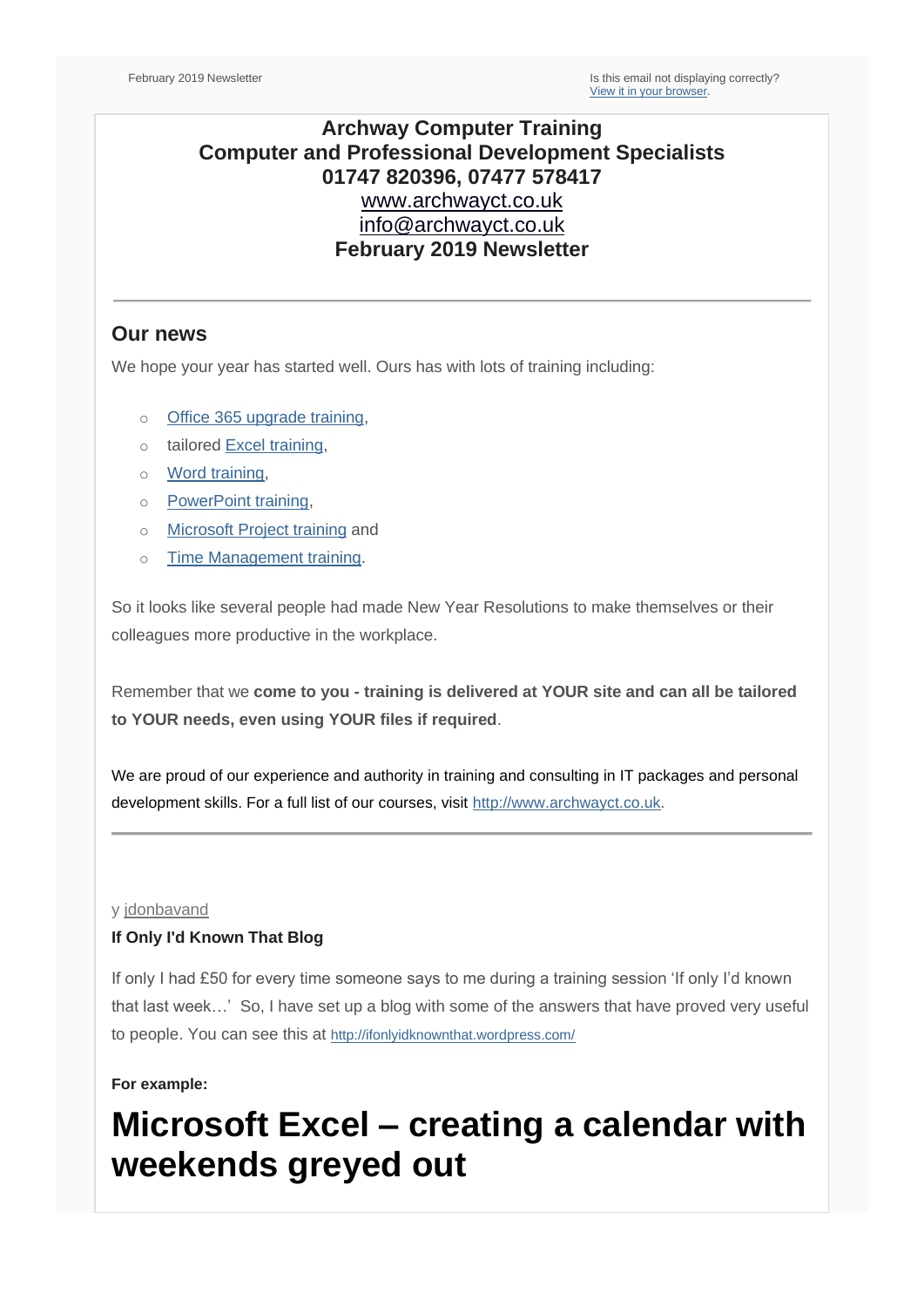February 2019 Newsletter

Is this email not displaying correctly?
[View it in your browser](#).

**Archway Computer Training**
**Computer and Professional Development Specialists**
**01747 820396, 07477 578417**
[www.archwayct.co.uk](http://www.archwayct.co.uk)
[info@archwayct.co.uk](mailto:info@archwayct.co.uk)
**February 2019 Newsletter**

---

## Our news

We hope your year has started well. Ours has with lots of training including:

- Office 365 upgrade training,
- tailored Excel training,
- Word training,
- PowerPoint training,
- Microsoft Project training and
- Time Management training.

So it looks like several people had made New Year Resolutions to make themselves or their colleagues more productive in the workplace.

Remember that we **come to you - training is delivered at YOUR site and can all be tailored to YOUR needs, even using YOUR files if required**.

We are proud of our experience and authority in training and consulting in IT packages and personal development skills. For a full list of our courses, visit http://www.archwayct.co.uk.

---

y jdonbavand

**If Only I'd Known That Blog**

If only I had £50 for every time someone says to me during a training session 'If only I'd known that last week…' So, I have set up a blog with some of the answers that have proved very useful to people. You can see this at http://ifonlyidknownthat.wordpress.com/

**For example:**

# Microsoft Excel – creating a calendar with weekends greyed out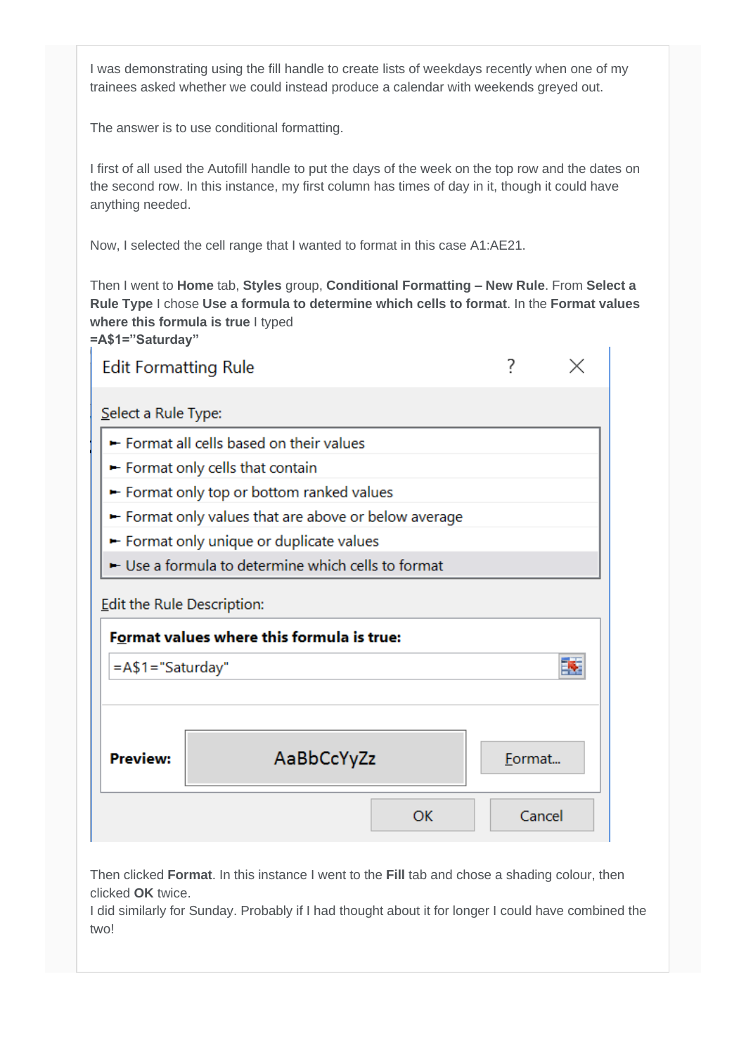I was demonstrating using the fill handle to create lists of weekdays recently when one of my trainees asked whether we could instead produce a calendar with weekends greyed out.

The answer is to use conditional formatting.

I first of all used the Autofill handle to put the days of the week on the top row and the dates on the second row. In this instance, my first column has times of day in it, though it could have anything needed.

Now, I selected the cell range that I wanted to format in this case A1:AE21.

Then I went to **Home** tab, **Styles** group, **Conditional Formatting – New Rule**. From **Select a Rule Type** I chose **Use a formula to determine which cells to format**. In the **Format values where this formula is true** I typed
**=A$1="Saturday"**

Edit Formatting Rule

Select a Rule Type:

- Format all cells based on their values
- Format only cells that contain
- Format only top or bottom ranked values
- Format only values that are above or below average
- Format only unique or duplicate values
- Use a formula to determine which cells to format

Edit the Rule Description:

**Format values where this formula is true:**

=A$1="Saturday"

**Preview:** AaBbCcYyZz Format...

OK Cancel

Then clicked **Format**. In this instance I went to the **Fill** tab and chose a shading colour, then clicked **OK** twice.
I did similarly for Sunday. Probably if I had thought about it for longer I could have combined the two!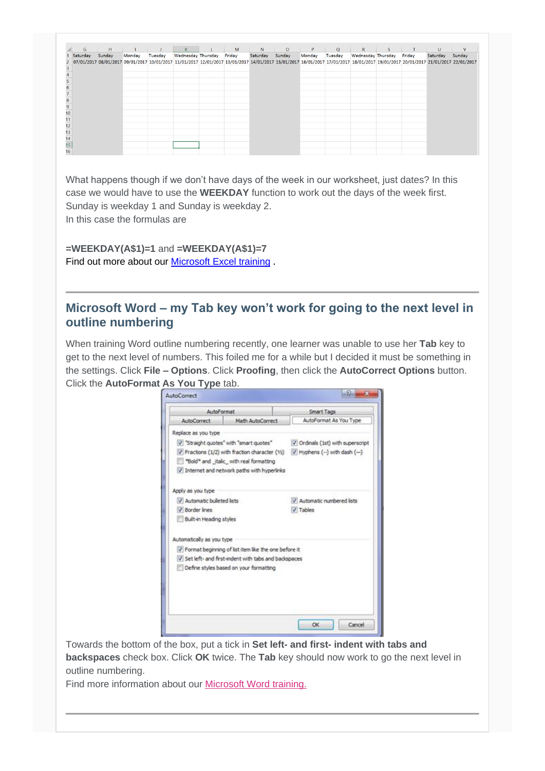What happens though if we don't have days of the week in our worksheet, just dates? In this case we would have to use the **WEEKDAY** function to work out the days of the week first. Sunday is weekday 1 and Sunday is weekday 2.
In this case the formulas are

**=WEEKDAY(A$1)=1** and **=WEEKDAY(A$1)=7**
Find out more about our [Microsoft Excel training](#) .

---

## Microsoft Word – my Tab key won't work for going to the next level in outline numbering

When training Word outline numbering recently, one learner was unable to use her **Tab** key to get to the next level of numbers. This foiled me for a while but I decided it must be something in the settings. Click **File – Options**. Click **Proofing**, then click the **AutoCorrect Options** button. Click the **AutoFormat As You Type** tab.

Towards the bottom of the box, put a tick in **Set left- and first- indent with tabs and backspaces** check box. Click **OK** twice. The **Tab** key should now work to go the next level in outline numbering.
Find more information about our [Microsoft Word training.](#)

---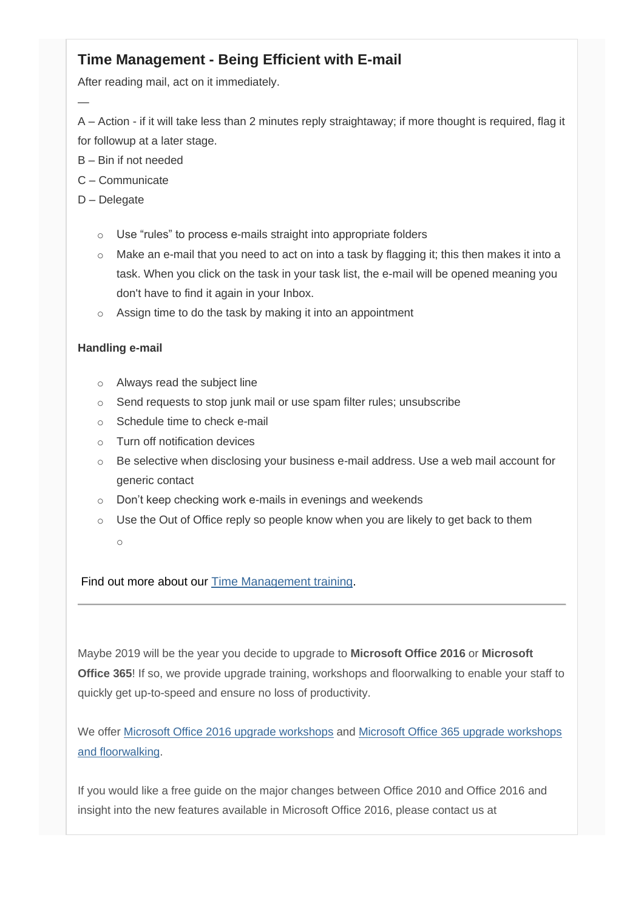## Time Management - Being Efficient with E-mail

After reading mail, act on it immediately.

—

A – Action - if it will take less than 2 minutes reply straightaway; if more thought is required, flag it for followup at a later stage.

B – Bin if not needed

C – Communicate

D – Delegate

- Use "rules" to process e-mails straight into appropriate folders
- Make an e-mail that you need to act on into a task by flagging it; this then makes it into a task. When you click on the task in your task list, the e-mail will be opened meaning you don't have to find it again in your Inbox.
- Assign time to do the task by making it into an appointment

**Handling e-mail**

- Always read the subject line
- Send requests to stop junk mail or use spam filter rules; unsubscribe
- Schedule time to check e-mail
- Turn off notification devices
- Be selective when disclosing your business e-mail address. Use a web mail account for generic contact
- Don't keep checking work e-mails in evenings and weekends
- Use the Out of Office reply so people know when you are likely to get back to them

Find out more about our Time Management training.

---

Maybe 2019 will be the year you decide to upgrade to **Microsoft Office 2016** or **Microsoft Office 365**! If so, we provide upgrade training, workshops and floorwalking to enable your staff to quickly get up-to-speed and ensure no loss of productivity.

We offer Microsoft Office 2016 upgrade workshops and Microsoft Office 365 upgrade workshops and floorwalking.

If you would like a free guide on the major changes between Office 2010 and Office 2016 and insight into the new features available in Microsoft Office 2016, please contact us at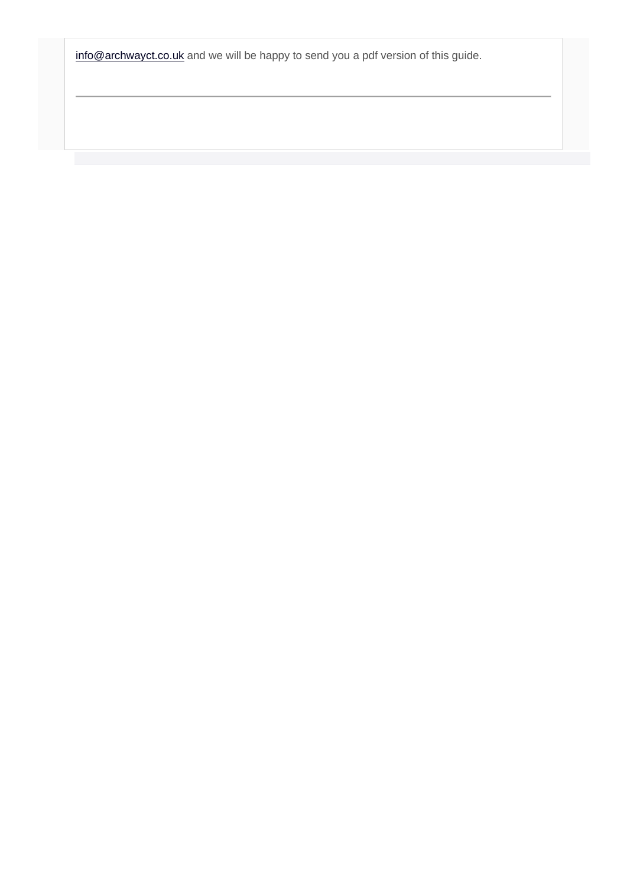info@archwayct.co.uk and we will be happy to send you a pdf version of this guide.

---